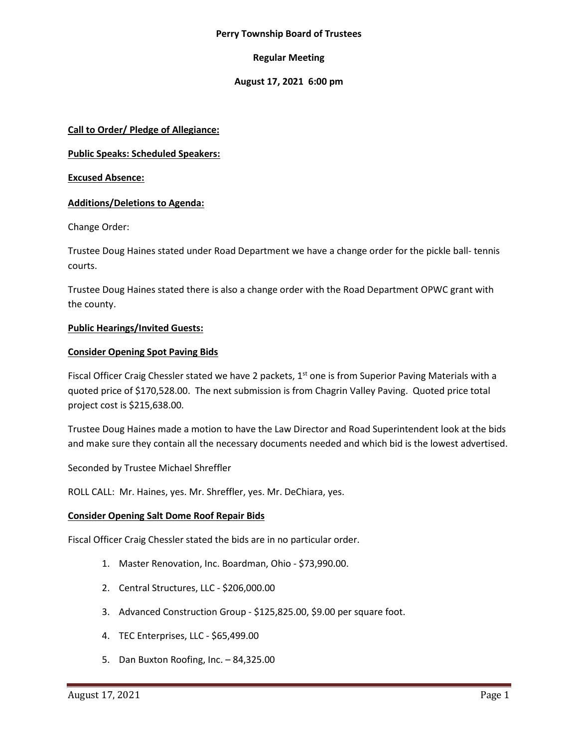**Perry Township Board of Trustees**

**Regular Meeting**

**August 17, 2021 6:00 pm**

**Call to Order/ Pledge of Allegiance:**

**Public Speaks: Scheduled Speakers:**

**Excused Absence:**

**Additions/Deletions to Agenda:**

Change Order:

Trustee Doug Haines stated under Road Department we have a change order for the pickle ball- tennis courts.

Trustee Doug Haines stated there is also a change order with the Road Department OPWC grant with the county.

**Public Hearings/Invited Guests:**

**Consider Opening Spot Paving Bids**

Fiscal Officer Craig Chessler stated we have 2 packets, 1st one is from Superior Paving Materials with a quoted price of $170,528.00. The next submission is from Chagrin Valley Paving. Quoted price total project cost is $215,638.00.

Trustee Doug Haines made a motion to have the Law Director and Road Superintendent look at the bids and make sure they contain all the necessary documents needed and which bid is the lowest advertised.

Seconded by Trustee Michael Shreffler

ROLL CALL: Mr. Haines, yes. Mr. Shreffler, yes. Mr. DeChiara, yes.

**Consider Opening Salt Dome Roof Repair Bids**

Fiscal Officer Craig Chessler stated the bids are in no particular order.

1. Master Renovation, Inc. Boardman, Ohio - $73,990.00.
2. Central Structures, LLC - $206,000.00
3. Advanced Construction Group - $125,825.00, $9.00 per square foot.
4. TEC Enterprises, LLC - $65,499.00
5. Dan Buxton Roofing, Inc. – 84,325.00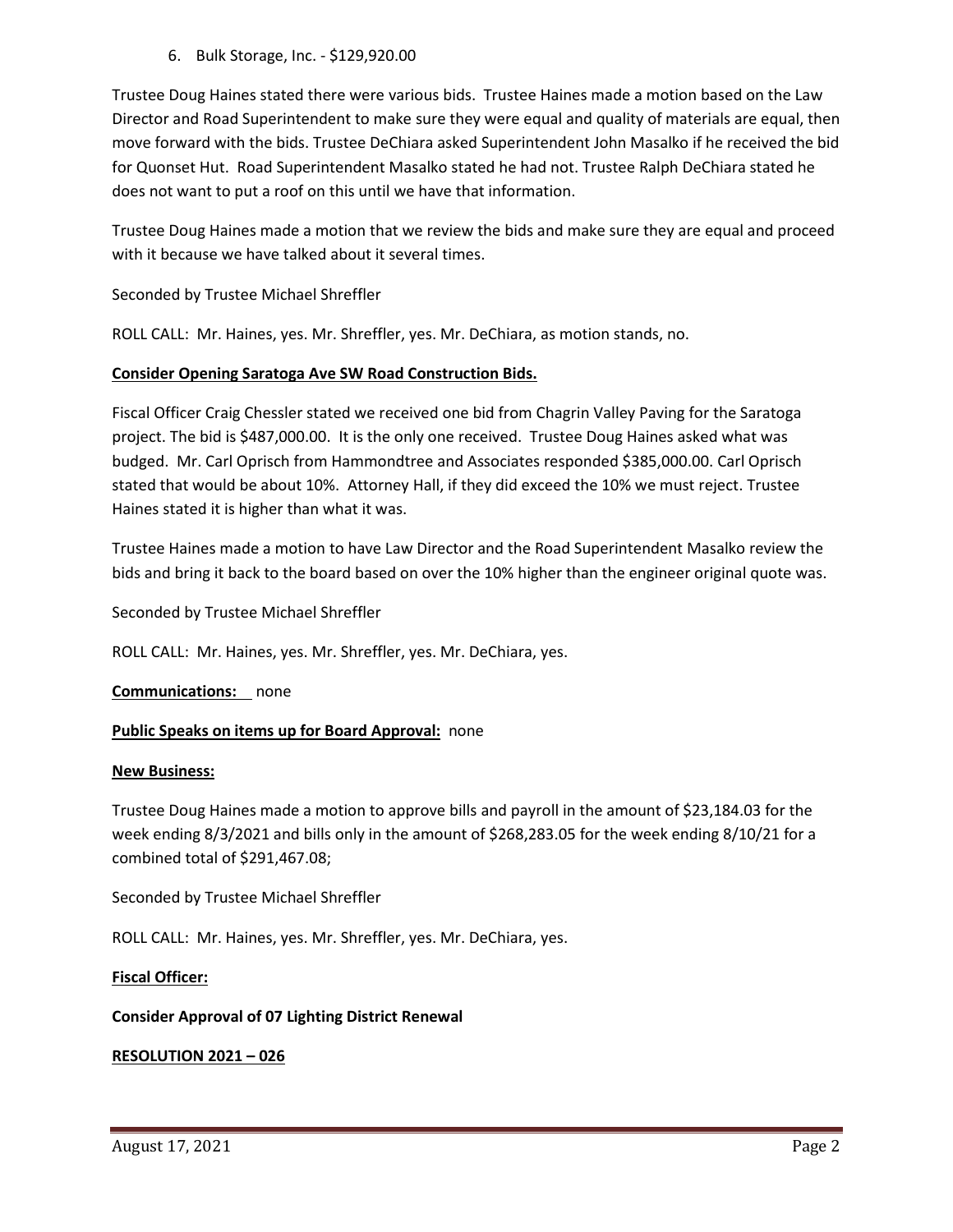6. Bulk Storage, Inc. - $129,920.00

Trustee Doug Haines stated there were various bids. Trustee Haines made a motion based on the Law Director and Road Superintendent to make sure they were equal and quality of materials are equal, then move forward with the bids. Trustee DeChiara asked Superintendent John Masalko if he received the bid for Quonset Hut. Road Superintendent Masalko stated he had not. Trustee Ralph DeChiara stated he does not want to put a roof on this until we have that information.

Trustee Doug Haines made a motion that we review the bids and make sure they are equal and proceed with it because we have talked about it several times.

Seconded by Trustee Michael Shreffler

ROLL CALL: Mr. Haines, yes. Mr. Shreffler, yes. Mr. DeChiara, as motion stands, no.

**Consider Opening Saratoga Ave SW Road Construction Bids.**

Fiscal Officer Craig Chessler stated we received one bid from Chagrin Valley Paving for the Saratoga project. The bid is $487,000.00. It is the only one received. Trustee Doug Haines asked what was budged. Mr. Carl Oprisch from Hammondtree and Associates responded $385,000.00. Carl Oprisch stated that would be about 10%. Attorney Hall, if they did exceed the 10% we must reject. Trustee Haines stated it is higher than what it was.

Trustee Haines made a motion to have Law Director and the Road Superintendent Masalko review the bids and bring it back to the board based on over the 10% higher than the engineer original quote was.

Seconded by Trustee Michael Shreffler

ROLL CALL: Mr. Haines, yes. Mr. Shreffler, yes. Mr. DeChiara, yes.

**Communications:** none

**Public Speaks on items up for Board Approval:** none

**New Business:**

Trustee Doug Haines made a motion to approve bills and payroll in the amount of $23,184.03 for the week ending 8/3/2021 and bills only in the amount of $268,283.05 for the week ending 8/10/21 for a combined total of $291,467.08;

Seconded by Trustee Michael Shreffler

ROLL CALL: Mr. Haines, yes. Mr. Shreffler, yes. Mr. DeChiara, yes.

**Fiscal Officer:**

**Consider Approval of 07 Lighting District Renewal**

**RESOLUTION 2021 – 026**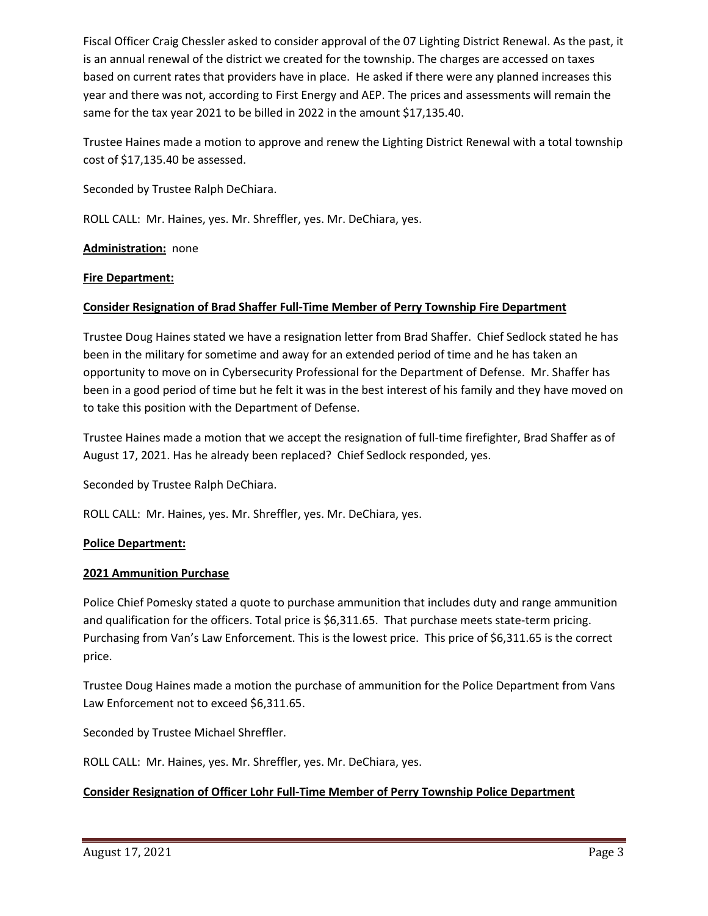Fiscal Officer Craig Chessler asked to consider approval of the 07 Lighting District Renewal. As the past, it is an annual renewal of the district we created for the township. The charges are accessed on taxes based on current rates that providers have in place. He asked if there were any planned increases this year and there was not, according to First Energy and AEP. The prices and assessments will remain the same for the tax year 2021 to be billed in 2022 in the amount $17,135.40.

Trustee Haines made a motion to approve and renew the Lighting District Renewal with a total township cost of $17,135.40 be assessed.

Seconded by Trustee Ralph DeChiara.

ROLL CALL: Mr. Haines, yes. Mr. Shreffler, yes. Mr. DeChiara, yes.

**Administration:** none

**Fire Department:**

**Consider Resignation of Brad Shaffer Full-Time Member of Perry Township Fire Department**

Trustee Doug Haines stated we have a resignation letter from Brad Shaffer. Chief Sedlock stated he has been in the military for sometime and away for an extended period of time and he has taken an opportunity to move on in Cybersecurity Professional for the Department of Defense. Mr. Shaffer has been in a good period of time but he felt it was in the best interest of his family and they have moved on to take this position with the Department of Defense.

Trustee Haines made a motion that we accept the resignation of full-time firefighter, Brad Shaffer as of August 17, 2021. Has he already been replaced? Chief Sedlock responded, yes.

Seconded by Trustee Ralph DeChiara.

ROLL CALL: Mr. Haines, yes. Mr. Shreffler, yes. Mr. DeChiara, yes.

**Police Department:**

**2021 Ammunition Purchase**

Police Chief Pomesky stated a quote to purchase ammunition that includes duty and range ammunition and qualification for the officers. Total price is $6,311.65. That purchase meets state-term pricing. Purchasing from Van's Law Enforcement. This is the lowest price. This price of $6,311.65 is the correct price.

Trustee Doug Haines made a motion the purchase of ammunition for the Police Department from Vans Law Enforcement not to exceed $6,311.65.

Seconded by Trustee Michael Shreffler.

ROLL CALL: Mr. Haines, yes. Mr. Shreffler, yes. Mr. DeChiara, yes.

**Consider Resignation of Officer Lohr Full-Time Member of Perry Township Police Department**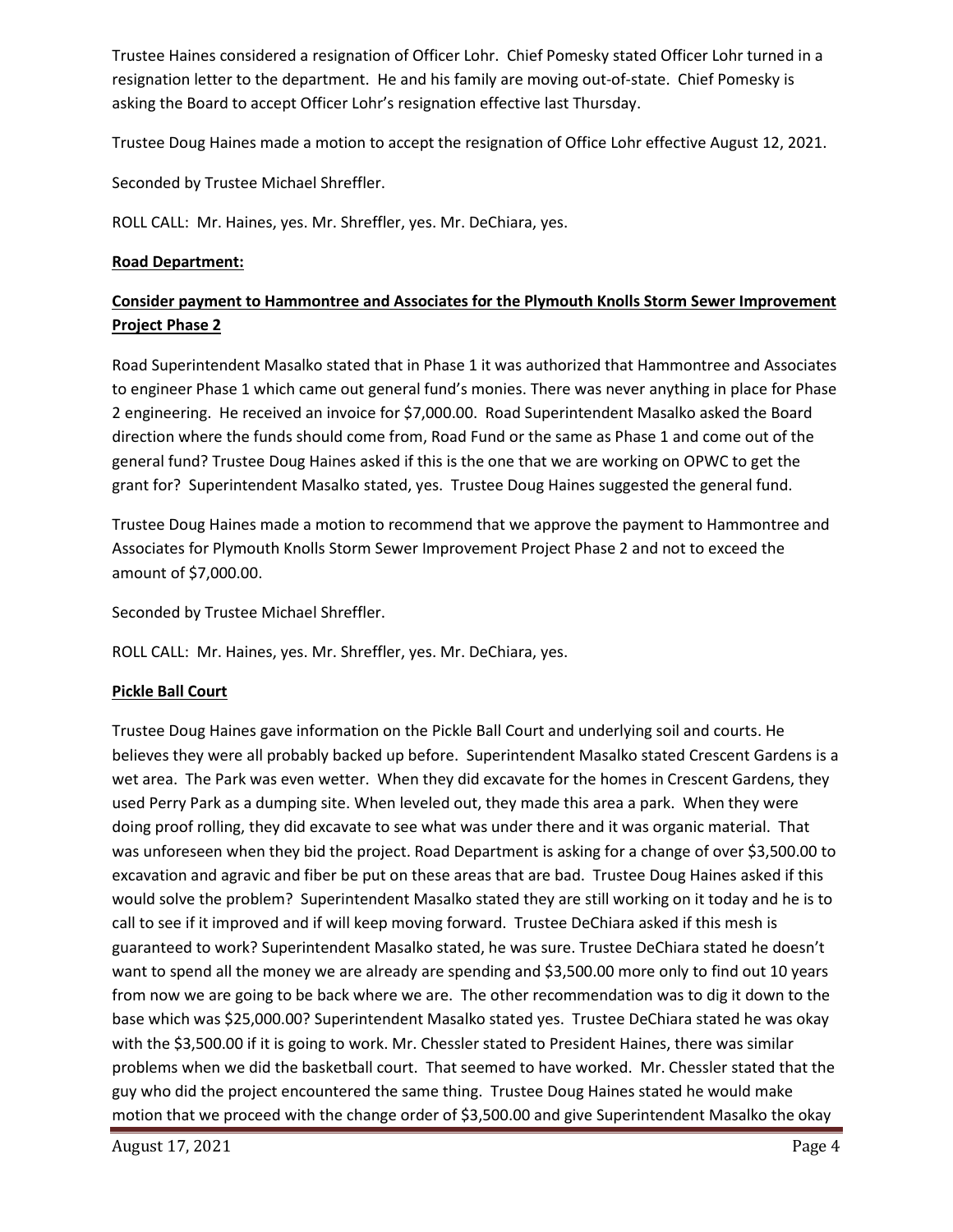Trustee Haines considered a resignation of Officer Lohr. Chief Pomesky stated Officer Lohr turned in a resignation letter to the department. He and his family are moving out-of-state. Chief Pomesky is asking the Board to accept Officer Lohr's resignation effective last Thursday.

Trustee Doug Haines made a motion to accept the resignation of Office Lohr effective August 12, 2021.

Seconded by Trustee Michael Shreffler.

ROLL CALL: Mr. Haines, yes. Mr. Shreffler, yes. Mr. DeChiara, yes.

**Road Department:**

**Consider payment to Hammontree and Associates for the Plymouth Knolls Storm Sewer Improvement Project Phase 2**

Road Superintendent Masalko stated that in Phase 1 it was authorized that Hammontree and Associates to engineer Phase 1 which came out general fund's monies. There was never anything in place for Phase 2 engineering. He received an invoice for $7,000.00. Road Superintendent Masalko asked the Board direction where the funds should come from, Road Fund or the same as Phase 1 and come out of the general fund? Trustee Doug Haines asked if this is the one that we are working on OPWC to get the grant for? Superintendent Masalko stated, yes. Trustee Doug Haines suggested the general fund.

Trustee Doug Haines made a motion to recommend that we approve the payment to Hammontree and Associates for Plymouth Knolls Storm Sewer Improvement Project Phase 2 and not to exceed the amount of $7,000.00.

Seconded by Trustee Michael Shreffler.

ROLL CALL: Mr. Haines, yes. Mr. Shreffler, yes. Mr. DeChiara, yes.

**Pickle Ball Court**

Trustee Doug Haines gave information on the Pickle Ball Court and underlying soil and courts. He believes they were all probably backed up before. Superintendent Masalko stated Crescent Gardens is a wet area. The Park was even wetter. When they did excavate for the homes in Crescent Gardens, they used Perry Park as a dumping site. When leveled out, they made this area a park. When they were doing proof rolling, they did excavate to see what was under there and it was organic material. That was unforeseen when they bid the project. Road Department is asking for a change of over $3,500.00 to excavation and agravic and fiber be put on these areas that are bad. Trustee Doug Haines asked if this would solve the problem? Superintendent Masalko stated they are still working on it today and he is to call to see if it improved and if will keep moving forward. Trustee DeChiara asked if this mesh is guaranteed to work? Superintendent Masalko stated, he was sure. Trustee DeChiara stated he doesn't want to spend all the money we are already are spending and $3,500.00 more only to find out 10 years from now we are going to be back where we are. The other recommendation was to dig it down to the base which was $25,000.00? Superintendent Masalko stated yes. Trustee DeChiara stated he was okay with the $3,500.00 if it is going to work. Mr. Chessler stated to President Haines, there was similar problems when we did the basketball court. That seemed to have worked. Mr. Chessler stated that the guy who did the project encountered the same thing. Trustee Doug Haines stated he would make motion that we proceed with the change order of $3,500.00 and give Superintendent Masalko the okay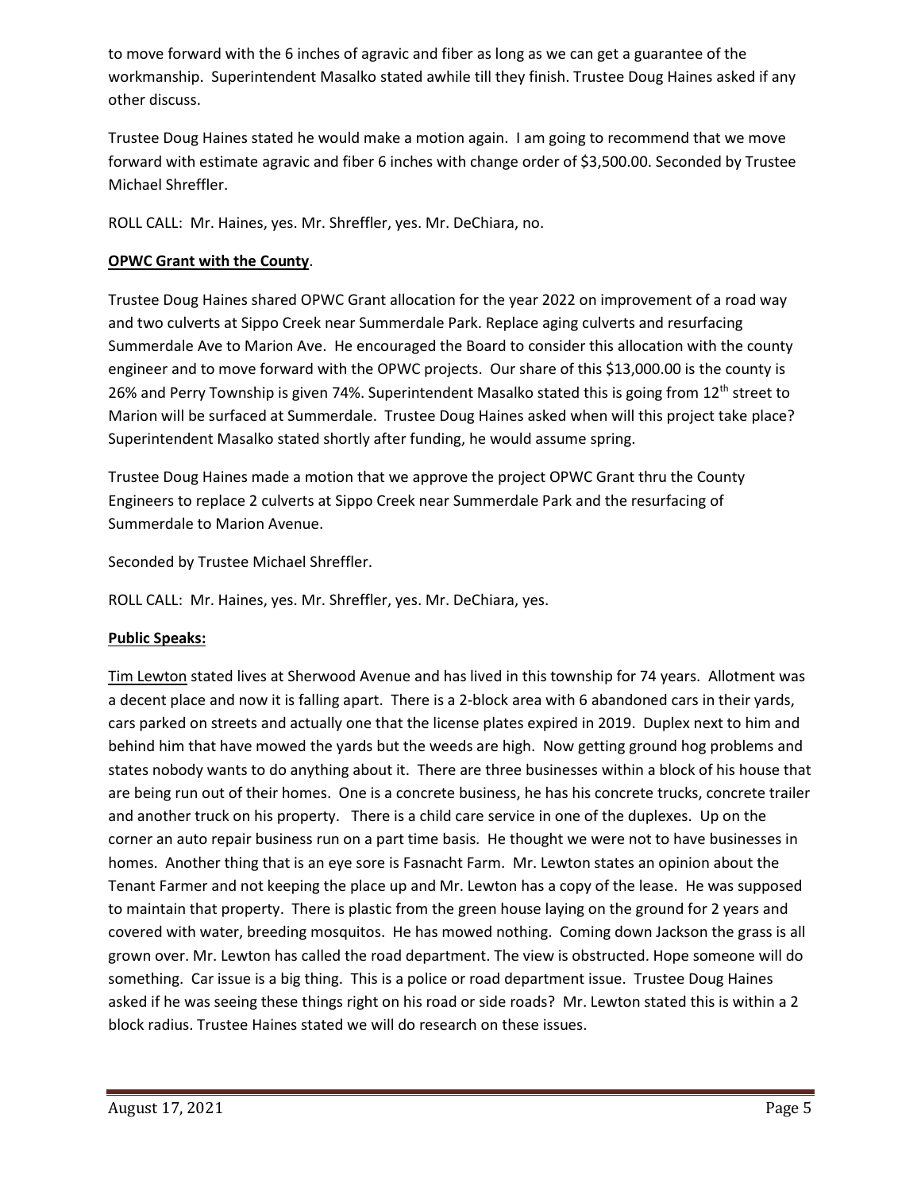to move forward with the 6 inches of agravic and fiber as long as we can get a guarantee of the workmanship. Superintendent Masalko stated awhile till they finish. Trustee Doug Haines asked if any other discuss.

Trustee Doug Haines stated he would make a motion again. I am going to recommend that we move forward with estimate agravic and fiber 6 inches with change order of $3,500.00. Seconded by Trustee Michael Shreffler.

ROLL CALL: Mr. Haines, yes. Mr. Shreffler, yes. Mr. DeChiara, no.

**OPWC Grant with the County**.

Trustee Doug Haines shared OPWC Grant allocation for the year 2022 on improvement of a road way and two culverts at Sippo Creek near Summerdale Park. Replace aging culverts and resurfacing Summerdale Ave to Marion Ave. He encouraged the Board to consider this allocation with the county engineer and to move forward with the OPWC projects. Our share of this $13,000.00 is the county is 26% and Perry Township is given 74%. Superintendent Masalko stated this is going from 12th street to Marion will be surfaced at Summerdale. Trustee Doug Haines asked when will this project take place? Superintendent Masalko stated shortly after funding, he would assume spring.

Trustee Doug Haines made a motion that we approve the project OPWC Grant thru the County Engineers to replace 2 culverts at Sippo Creek near Summerdale Park and the resurfacing of Summerdale to Marion Avenue.

Seconded by Trustee Michael Shreffler.

ROLL CALL: Mr. Haines, yes. Mr. Shreffler, yes. Mr. DeChiara, yes.

**Public Speaks:**

Tim Lewton stated lives at Sherwood Avenue and has lived in this township for 74 years. Allotment was a decent place and now it is falling apart. There is a 2-block area with 6 abandoned cars in their yards, cars parked on streets and actually one that the license plates expired in 2019. Duplex next to him and behind him that have mowed the yards but the weeds are high. Now getting ground hog problems and states nobody wants to do anything about it. There are three businesses within a block of his house that are being run out of their homes. One is a concrete business, he has his concrete trucks, concrete trailer and another truck on his property. There is a child care service in one of the duplexes. Up on the corner an auto repair business run on a part time basis. He thought we were not to have businesses in homes. Another thing that is an eye sore is Fasnacht Farm. Mr. Lewton states an opinion about the Tenant Farmer and not keeping the place up and Mr. Lewton has a copy of the lease. He was supposed to maintain that property. There is plastic from the green house laying on the ground for 2 years and covered with water, breeding mosquitos. He has mowed nothing. Coming down Jackson the grass is all grown over. Mr. Lewton has called the road department. The view is obstructed. Hope someone will do something. Car issue is a big thing. This is a police or road department issue. Trustee Doug Haines asked if he was seeing these things right on his road or side roads? Mr. Lewton stated this is within a 2 block radius. Trustee Haines stated we will do research on these issues.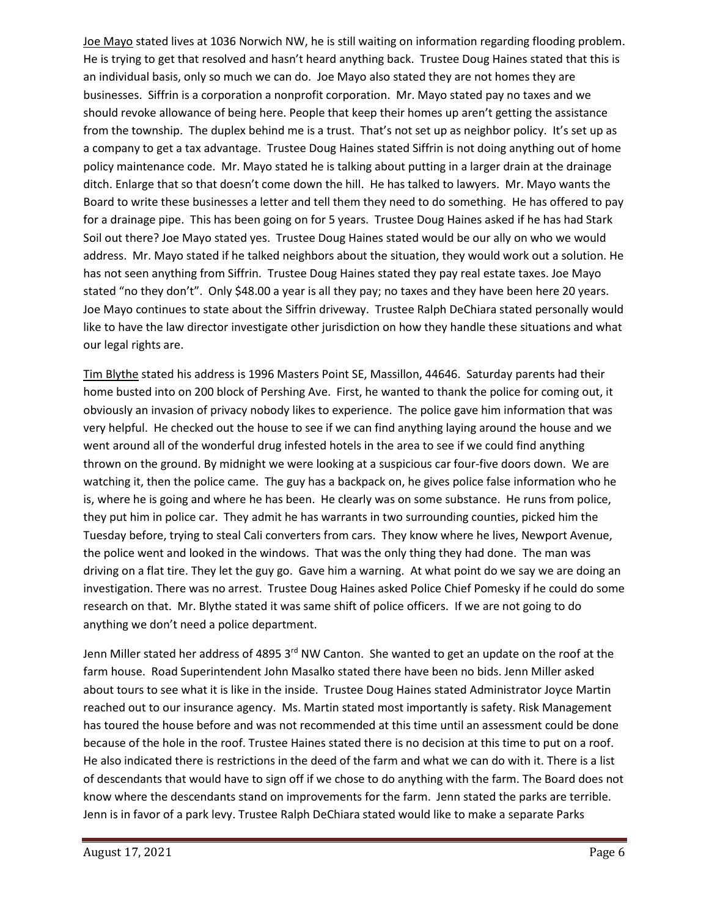Joe Mayo stated lives at 1036 Norwich NW, he is still waiting on information regarding flooding problem. He is trying to get that resolved and hasn't heard anything back. Trustee Doug Haines stated that this is an individual basis, only so much we can do. Joe Mayo also stated they are not homes they are businesses. Siffrin is a corporation a nonprofit corporation. Mr. Mayo stated pay no taxes and we should revoke allowance of being here. People that keep their homes up aren't getting the assistance from the township. The duplex behind me is a trust. That's not set up as neighbor policy. It's set up as a company to get a tax advantage. Trustee Doug Haines stated Siffrin is not doing anything out of home policy maintenance code. Mr. Mayo stated he is talking about putting in a larger drain at the drainage ditch. Enlarge that so that doesn't come down the hill. He has talked to lawyers. Mr. Mayo wants the Board to write these businesses a letter and tell them they need to do something. He has offered to pay for a drainage pipe. This has been going on for 5 years. Trustee Doug Haines asked if he has had Stark Soil out there? Joe Mayo stated yes. Trustee Doug Haines stated would be our ally on who we would address. Mr. Mayo stated if he talked neighbors about the situation, they would work out a solution. He has not seen anything from Siffrin. Trustee Doug Haines stated they pay real estate taxes. Joe Mayo stated "no they don't". Only $48.00 a year is all they pay; no taxes and they have been here 20 years. Joe Mayo continues to state about the Siffrin driveway. Trustee Ralph DeChiara stated personally would like to have the law director investigate other jurisdiction on how they handle these situations and what our legal rights are.

Tim Blythe stated his address is 1996 Masters Point SE, Massillon, 44646. Saturday parents had their home busted into on 200 block of Pershing Ave. First, he wanted to thank the police for coming out, it obviously an invasion of privacy nobody likes to experience. The police gave him information that was very helpful. He checked out the house to see if we can find anything laying around the house and we went around all of the wonderful drug infested hotels in the area to see if we could find anything thrown on the ground. By midnight we were looking at a suspicious car four-five doors down. We are watching it, then the police came. The guy has a backpack on, he gives police false information who he is, where he is going and where he has been. He clearly was on some substance. He runs from police, they put him in police car. They admit he has warrants in two surrounding counties, picked him the Tuesday before, trying to steal Cali converters from cars. They know where he lives, Newport Avenue, the police went and looked in the windows. That was the only thing they had done. The man was driving on a flat tire. They let the guy go. Gave him a warning. At what point do we say we are doing an investigation. There was no arrest. Trustee Doug Haines asked Police Chief Pomesky if he could do some research on that. Mr. Blythe stated it was same shift of police officers. If we are not going to do anything we don't need a police department.

Jenn Miller stated her address of 4895 3rd NW Canton. She wanted to get an update on the roof at the farm house. Road Superintendent John Masalko stated there have been no bids. Jenn Miller asked about tours to see what it is like in the inside. Trustee Doug Haines stated Administrator Joyce Martin reached out to our insurance agency. Ms. Martin stated most importantly is safety. Risk Management has toured the house before and was not recommended at this time until an assessment could be done because of the hole in the roof. Trustee Haines stated there is no decision at this time to put on a roof. He also indicated there is restrictions in the deed of the farm and what we can do with it. There is a list of descendants that would have to sign off if we chose to do anything with the farm. The Board does not know where the descendants stand on improvements for the farm. Jenn stated the parks are terrible. Jenn is in favor of a park levy. Trustee Ralph DeChiara stated would like to make a separate Parks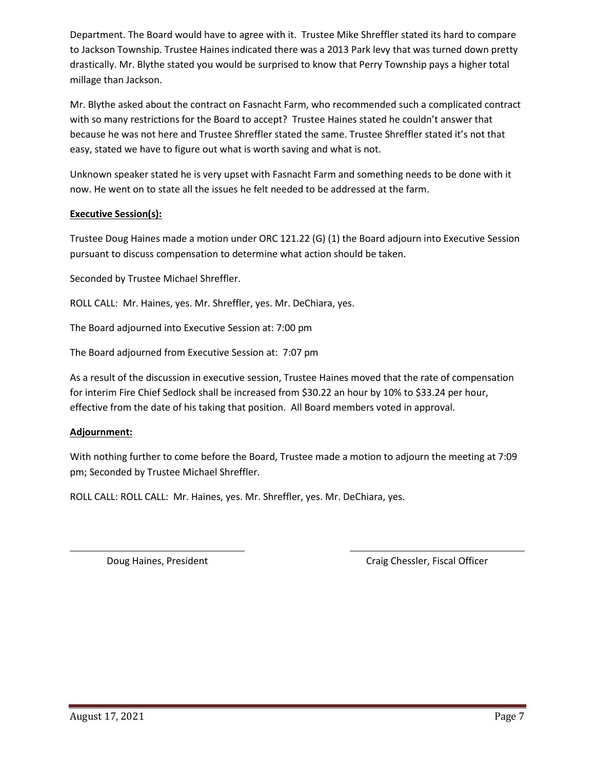Department. The Board would have to agree with it. Trustee Mike Shreffler stated its hard to compare to Jackson Township. Trustee Haines indicated there was a 2013 Park levy that was turned down pretty drastically. Mr. Blythe stated you would be surprised to know that Perry Township pays a higher total millage than Jackson.

Mr. Blythe asked about the contract on Fasnacht Farm, who recommended such a complicated contract with so many restrictions for the Board to accept? Trustee Haines stated he couldn't answer that because he was not here and Trustee Shreffler stated the same. Trustee Shreffler stated it's not that easy, stated we have to figure out what is worth saving and what is not.

Unknown speaker stated he is very upset with Fasnacht Farm and something needs to be done with it now. He went on to state all the issues he felt needed to be addressed at the farm.

**Executive Session(s):**

Trustee Doug Haines made a motion under ORC 121.22 (G) (1) the Board adjourn into Executive Session pursuant to discuss compensation to determine what action should be taken.

Seconded by Trustee Michael Shreffler.

ROLL CALL: Mr. Haines, yes. Mr. Shreffler, yes. Mr. DeChiara, yes.

The Board adjourned into Executive Session at: 7:00 pm

The Board adjourned from Executive Session at: 7:07 pm

As a result of the discussion in executive session, Trustee Haines moved that the rate of compensation for interim Fire Chief Sedlock shall be increased from $30.22 an hour by 10% to $33.24 per hour, effective from the date of his taking that position. All Board members voted in approval.

**Adjournment:**

With nothing further to come before the Board, Trustee made a motion to adjourn the meeting at 7:09 pm; Seconded by Trustee Michael Shreffler.

ROLL CALL: ROLL CALL: Mr. Haines, yes. Mr. Shreffler, yes. Mr. DeChiara, yes.

Doug Haines, President

Craig Chessler, Fiscal Officer